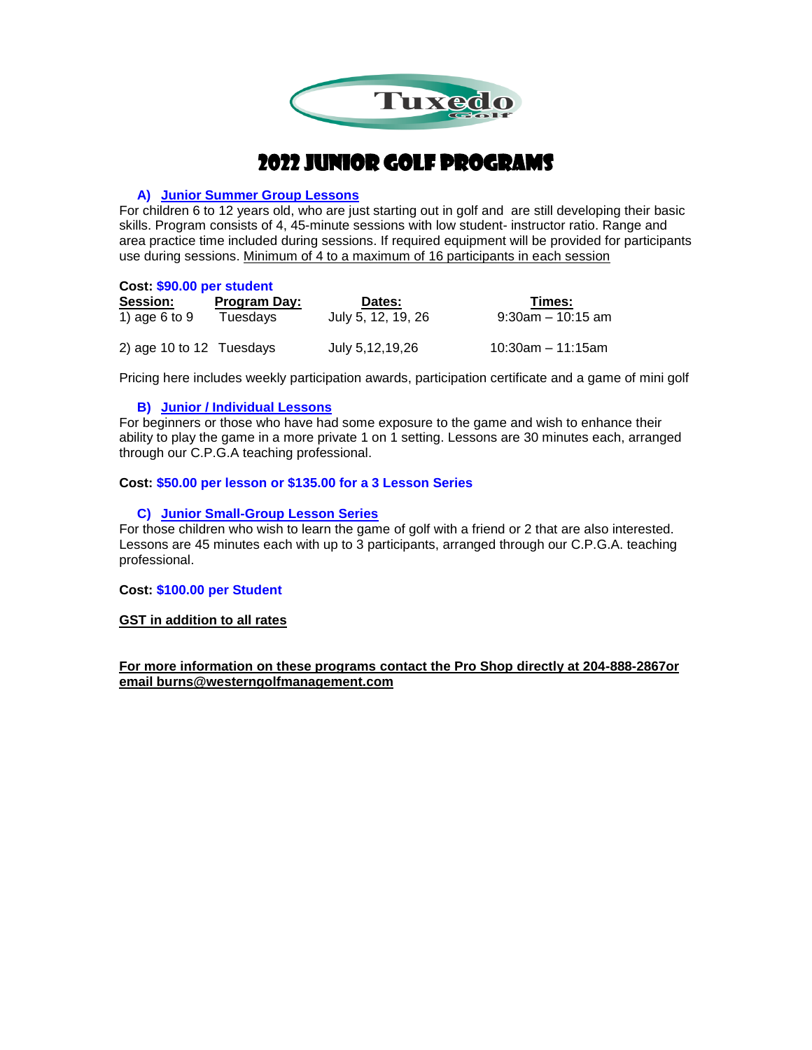Tuxedo Golf

# 2022 Junior Golf Programs

### A) Junior Summer Group Lessons

For children 6 to 12 years old, who are just starting out in golf and are still developing their basic skills. Program consists of 4, 45-minute sessions with low student- instructor ratio. Range and area practice time included during sessions. If required equipment will be provided for participants use during sessions. Minimum of 4 to a maximum of 16 participants in each session

**Cost: $90.00 per student**

| Session: | Program Day: | Dates: | Times: |
|---|---|---|---|
| 1) age 6 to 9 | Tuesdays | July 5, 12, 19, 26 | 9:30am – 10:15 am |
| 2) age 10 to 12 | Tuesdays | July 5,12,19,26 | 10:30am – 11:15am |

Pricing here includes weekly participation awards, participation certificate and a game of mini golf

### B) Junior / Individual Lessons

For beginners or those who have had some exposure to the game and wish to enhance their ability to play the game in a more private 1 on 1 setting. Lessons are 30 minutes each, arranged through our C.P.G.A teaching professional.

**Cost: $50.00 per lesson or $135.00 for a 3 Lesson Series**

### C) Junior Small-Group Lesson Series

For those children who wish to learn the game of golf with a friend or 2 that are also interested. Lessons are 45 minutes each with up to 3 participants, arranged through our C.P.G.A. teaching professional.

**Cost: $100.00 per Student**

**GST in addition to all rates**

**For more information on these programs contact the Pro Shop directly at 204-888-2867or email burns@westerngolfmanagement.com**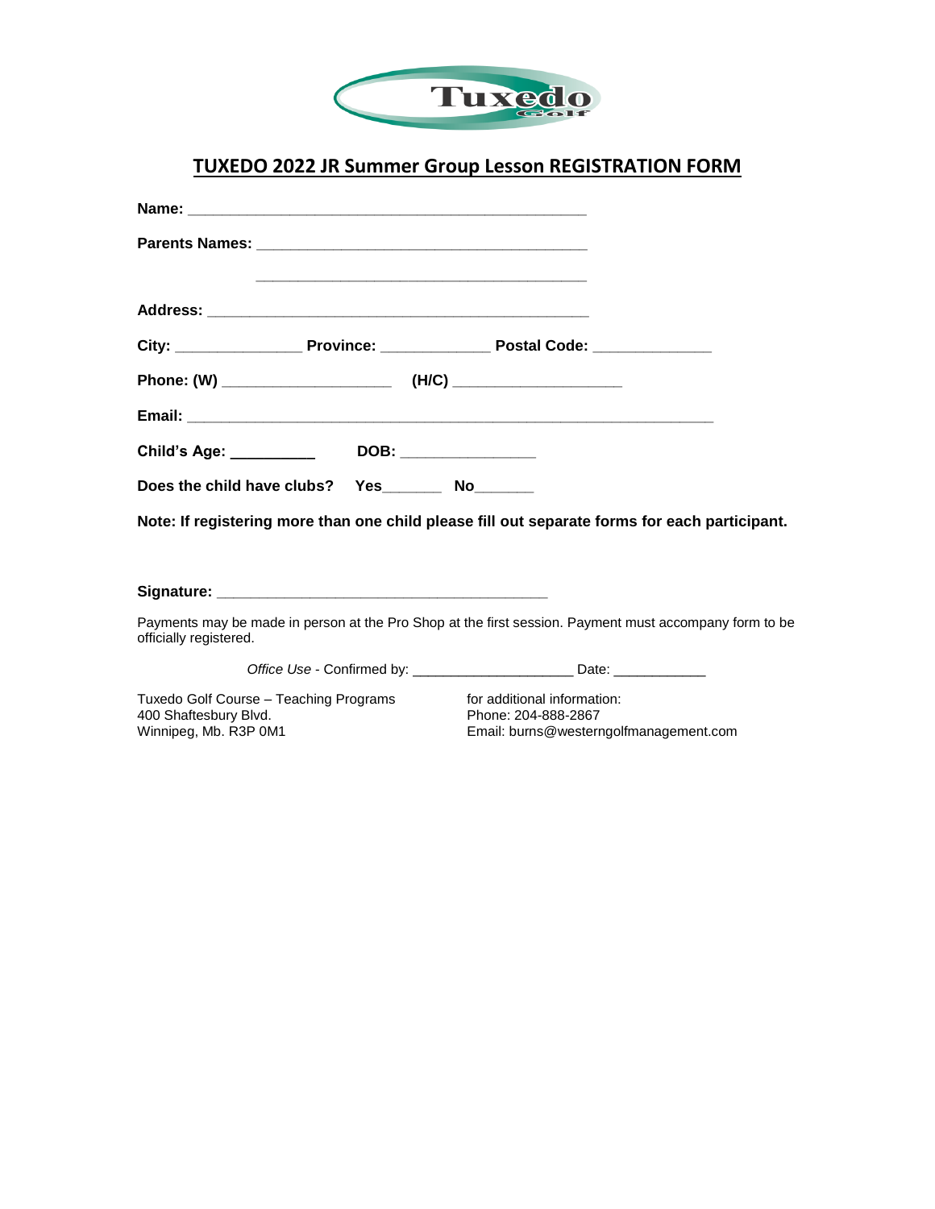Tuxedo Golf

# TUXEDO 2022 JR Summer Group Lesson REGISTRATION FORM

**Name:** ________________________________________________

**Parents Names:** ________________________________________

________________________________________

**Address:** ______________________________________________

**City:** _______________ **Province:** _____________ **Postal Code:** ______________

**Phone: (W)** ____________________ **(H/C)** ____________________

**Email:** ______________________________________________________________

**Child's Age:** __________ **DOB:** ________________

**Does the child have clubs? Yes**_______ **No**_______

**Note: If registering more than one child please fill out separate forms for each participant.**

**Signature:** ________________________________________

Payments may be made in person at the Pro Shop at the first session. Payment must accompany form to be officially registered.

*Office Use* - Confirmed by: ____________________ Date: ___________

Tuxedo Golf Course – Teaching Programs
400 Shaftesbury Blvd.
Winnipeg, Mb. R3P 0M1

for additional information:
Phone: 204-888-2867
Email: burns@westerngolfmanagement.com